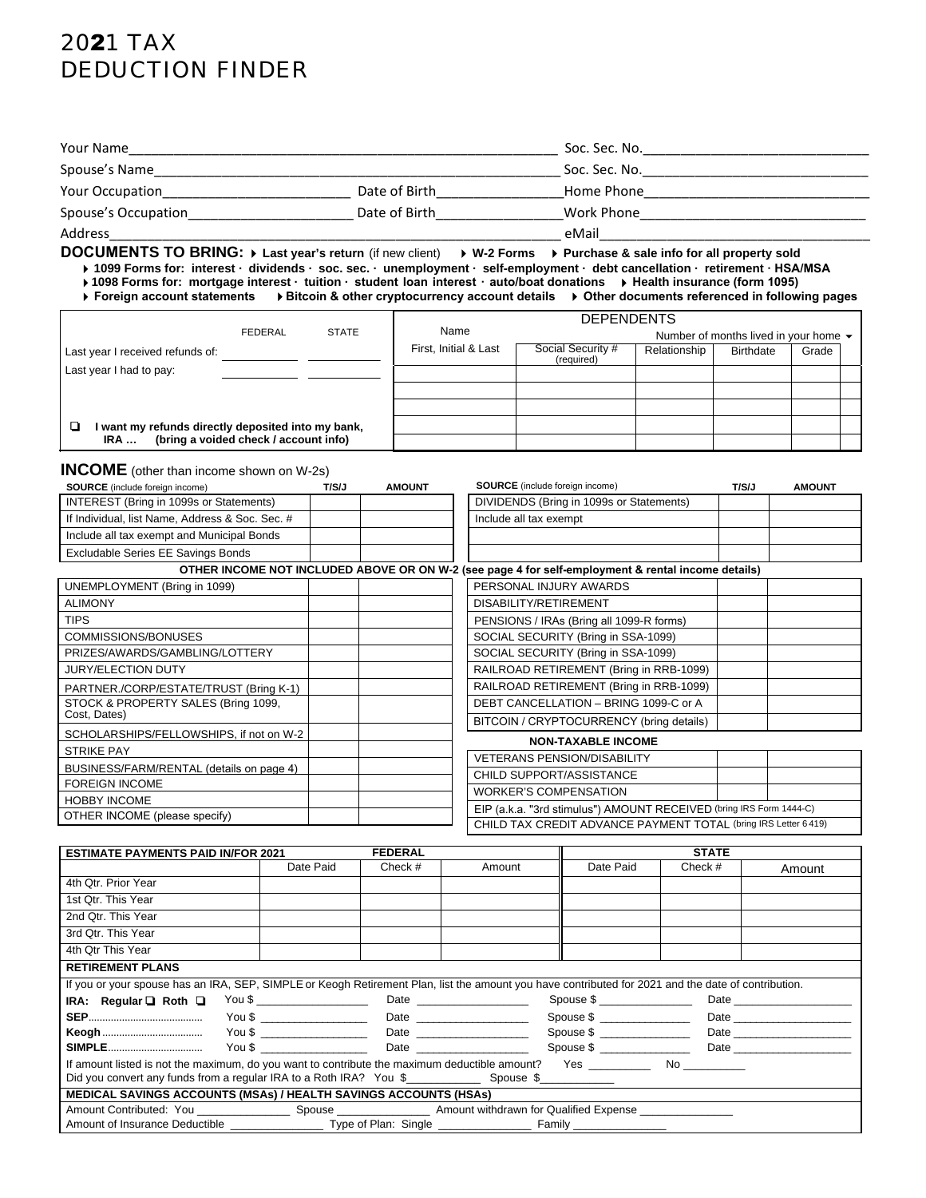# 2021 TAX DEDUCTION FINDER

Your Name_______________________________________________ Soc. Sec. No.___________________________

Spouse's Name_____________________________________________ Soc. Sec. No.___________________________

Your Occupation_______________________ Date of Birth_______________ Home Phone___________________________

Spouse's Occupation____________________ Date of Birth_______________ Work Phone___________________________

Address_________________________________________________________ eMail________________________________

**DOCUMENTS TO BRING:** ▶ **Last year's return** (if new client) ▶ **W-2 Forms** ▶ **Purchase & sale info for all property sold**

▶ **1099 Forms for: interest · dividends · soc. sec. · unemployment · self-employment · debt cancellation · retirement · HSA/MSA**

▶ **1098 Forms for: mortgage interest · tuition · student loan interest · auto/boat donations** ▶ **Health insurance (form 1095)**

▶ **Foreign account statements** ▶ **Bitcoin & other cryptocurrency account details** ▶ **Other documents referenced in following pages**

| | FEDERAL | STATE |
|---|---|---|
| Last year I received refunds of: | | |
| Last year I had to pay: | | |

❑ **I want my refunds directly deposited into my bank, IRA … (bring a voided check / account info)**

**DEPENDENTS**

| Name First, Initial & Last | Social Security # (required) | Relationship | Birthdate | Grade | Number of months lived in your home |
|---|---|---|---|---|---|
| | | | | | |
| | | | | | |
| | | | | | |
| | | | | | |
| | | | | | |

## INCOME (other than income shown on W-2s)

| SOURCE (include foreign income) | T/S/J | AMOUNT |
|---|---|---|
| INTEREST (Bring in 1099s or Statements) | | |
| If Individual, list Name, Address & Soc. Sec. # | | |
| Include all tax exempt and Municipal Bonds | | |
| Excludable Series EE Savings Bonds | | |

| SOURCE (include foreign income) | T/S/J | AMOUNT |
|---|---|---|
| DIVIDENDS (Bring in 1099s or Statements) | | |
| Include all tax exempt | | |
| | | |
| | | |

**OTHER INCOME NOT INCLUDED ABOVE OR ON W-2 (see page 4 for self-employment & rental income details)**

| | | |
|---|---|---|
| UNEMPLOYMENT (Bring in 1099) | | |
| ALIMONY | | |
| TIPS | | |
| COMMISSIONS/BONUSES | | |
| PRIZES/AWARDS/GAMBLING/LOTTERY | | |
| JURY/ELECTION DUTY | | |
| PARTNER./CORP/ESTATE/TRUST (Bring K-1) | | |
| STOCK & PROPERTY SALES (Bring 1099, Cost, Dates) | | |
| SCHOLARSHIPS/FELLOWSHIPS, if not on W-2 | | |
| STRIKE PAY | | |
| BUSINESS/FARM/RENTAL (details on page 4) | | |
| FOREIGN INCOME | | |
| HOBBY INCOME | | |
| OTHER INCOME (please specify) | | |

| | | |
|---|---|---|
| PERSONAL INJURY AWARDS | | |
| DISABILITY/RETIREMENT | | |
| PENSIONS / IRAs (Bring all 1099-R forms) | | |
| SOCIAL SECURITY (Bring in SSA-1099) | | |
| SOCIAL SECURITY (Bring in SSA-1099) | | |
| RAILROAD RETIREMENT (Bring in RRB-1099) | | |
| RAILROAD RETIREMENT (Bring in RRB-1099) | | |
| DEBT CANCELLATION – BRING 1099-C or A | | |
| BITCOIN / CRYPTOCURRENCY (bring details) | | |

**NON-TAXABLE INCOME**

| | | |
|---|---|---|
| VETERANS PENSION/DISABILITY | | |
| CHILD SUPPORT/ASSISTANCE | | |
| WORKER'S COMPENSATION | | |
| EIP (a.k.a. "3rd stimulus") AMOUNT RECEIVED (bring IRS Form 1444-C) | | |
| CHILD TAX CREDIT ADVANCE PAYMENT TOTAL (bring IRS Letter 6419) | | |

| ESTIMATE PAYMENTS PAID IN/FOR 2021 | FEDERAL | | | STATE | | |
|---|---|---|---|---|---|---|
| | Date Paid | Check # | Amount | Date Paid | Check # | Amount |
| 4th Qtr. Prior Year | | | | | | |
| 1st Qtr. This Year | | | | | | |
| 2nd Qtr. This Year | | | | | | |
| 3rd Qtr. This Year | | | | | | |
| 4th Qtr This Year | | | | | | |

**RETIREMENT PLANS**

If you or your spouse has an IRA, SEP, SIMPLE or Keogh Retirement Plan, list the amount you have contributed for 2021 and the date of contribution.

**IRA: Regular ❑ Roth ❑** You $ ________________ Date ________________ Spouse $ ______________ Date __________________

**SEP**.................................. You $ ________________ Date ________________ Spouse $ ______________ Date __________________

**Keogh**................................ You $ ________________ Date ________________ Spouse $ ______________ Date __________________

**SIMPLE**.............................. You $ ________________ Date ________________ Spouse $ ______________ Date __________________

If amount listed is not the maximum, do you want to contribute the maximum deductible amount? Yes _________ No _________

Did you convert any funds from a regular IRA to a Roth IRA? You $___________ Spouse $___________

**MEDICAL SAVINGS ACCOUNTS (MSAs) / HEALTH SAVINGS ACCOUNTS (HSAs)**

Amount Contributed: You ______________ Spouse ______________ Amount withdrawn for Qualified Expense ______________

Amount of Insurance Deductible ______________ Type of Plan: Single ______________ Family ______________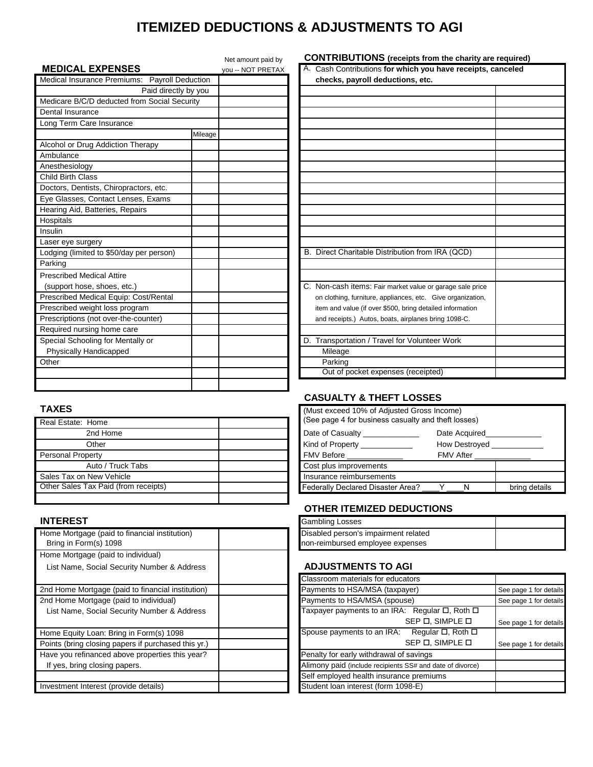# ITEMIZED DEDUCTIONS & ADJUSTMENTS TO AGI

## MEDICAL EXPENSES

| | Mileage | Net amount paid by you -- NOT PRETAX |
|---|---|---|
| Medical Insurance Premiums: Payroll Deduction | | |
| Paid directly by you | | |
| Medicare B/C/D deducted from Social Security | | |
| Dental Insurance | | |
| Long Term Care Insurance | | |
| Alcohol or Drug Addiction Therapy | | |
| Ambulance | | |
| Anesthesiology | | |
| Child Birth Class | | |
| Doctors, Dentists, Chiropractors, etc. | | |
| Eye Glasses, Contact Lenses, Exams | | |
| Hearing Aid, Batteries, Repairs | | |
| Hospitals | | |
| Insulin | | |
| Laser eye surgery | | |
| Lodging (limited to $50/day per person) | | |
| Parking | | |
| Prescribed Medical Attire (support hose, shoes, etc.) | | |
| Prescribed Medical Equip: Cost/Rental | | |
| Prescribed weight loss program | | |
| Prescriptions (not over-the-counter) | | |
| Required nursing home care | | |
| Special Schooling for Mentally or Physically Handicapped | | |
| Other | | |
| | | |
| | | |

## TAXES

| | |
|---|---|
| Real Estate: Home | |
| 2nd Home | |
| Other | |
| Personal Property | |
| Auto / Truck Tabs | |
| Sales Tax on New Vehicle | |
| Other Sales Tax Paid (from receipts) | |
| | |

## INTEREST

| | |
|---|---|
| Home Mortgage (paid to financial institution) Bring in Form(s) 1098 | |
| Home Mortgage (paid to individual) List Name, Social Security Number & Address | |
| 2nd Home Mortgage (paid to financial institution) | |
| 2nd Home Mortgage (paid to individual) List Name, Social Security Number & Address | |
| Home Equity Loan: Bring in Form(s) 1098 | |
| Points (bring closing papers if purchased this yr.) | |
| Have you refinanced above properties this year? If yes, bring closing papers. | |
| | |
| Investment Interest (provide details) | |

## CONTRIBUTIONS (receipts from the charity are required)

| | |
|---|---|
| A. Cash Contributions **for which you have receipts, canceled checks, payroll deductions, etc.** | |
| | |
| | |
| | |
| | |
| | |
| | |
| | |
| | |
| | |
| | |
| | |
| | |
| | |
| | |
| B. Direct Charitable Distribution from IRA (QCD) | |
| | |
| | |
| C. Non-cash items: Fair market value or garage sale price on clothing, furniture, appliances, etc. Give organization, item and value (if over $500, bring detailed information and receipts.) Autos, boats, airplanes bring 1098-C. | |
| | |
| D. Transportation / Travel for Volunteer Work | |
| Mileage | |
| Parking | |
| Out of pocket expenses (receipted) | |

## CASUALTY & THEFT LOSSES

(Must exceed 10% of Adjusted Gross Income)
(See page 4 for business casualty and theft losses)

| | |
|---|---|
| Date of Casualty _____________ | Date Acquired_____________ |
| Kind of Property ____________ | How Destroyed ____________ |
| FMV Before _____________ | FMV After _____________ |
| Cost plus improvements | |
| Insurance reimbursements | |
| Federally Declared Disaster Area? ____Y ____N | bring details |

## OTHER ITEMIZED DEDUCTIONS

| | |
|---|---|
| Gambling Losses | |
| Disabled person's impairment related non-reimbursed employee expenses | |

## ADJUSTMENTS TO AGI

| | |
|---|---|
| Classroom materials for educators | |
| Payments to HSA/MSA (taxpayer) | See page 1 for details |
| Payments to HSA/MSA (spouse) | See page 1 for details |
| Taxpayer payments to an IRA: Regular ☐, Roth ☐ SEP ☐, SIMPLE ☐ | See page 1 for details |
| Spouse payments to an IRA: Regular ☐, Roth ☐ SEP ☐, SIMPLE ☐ | See page 1 for details |
| Penalty for early withdrawal of savings | |
| Alimony paid (include recipients SS# and date of divorce) | |
| Self employed health insurance premiums | |
| Student loan interest (form 1098-E) | |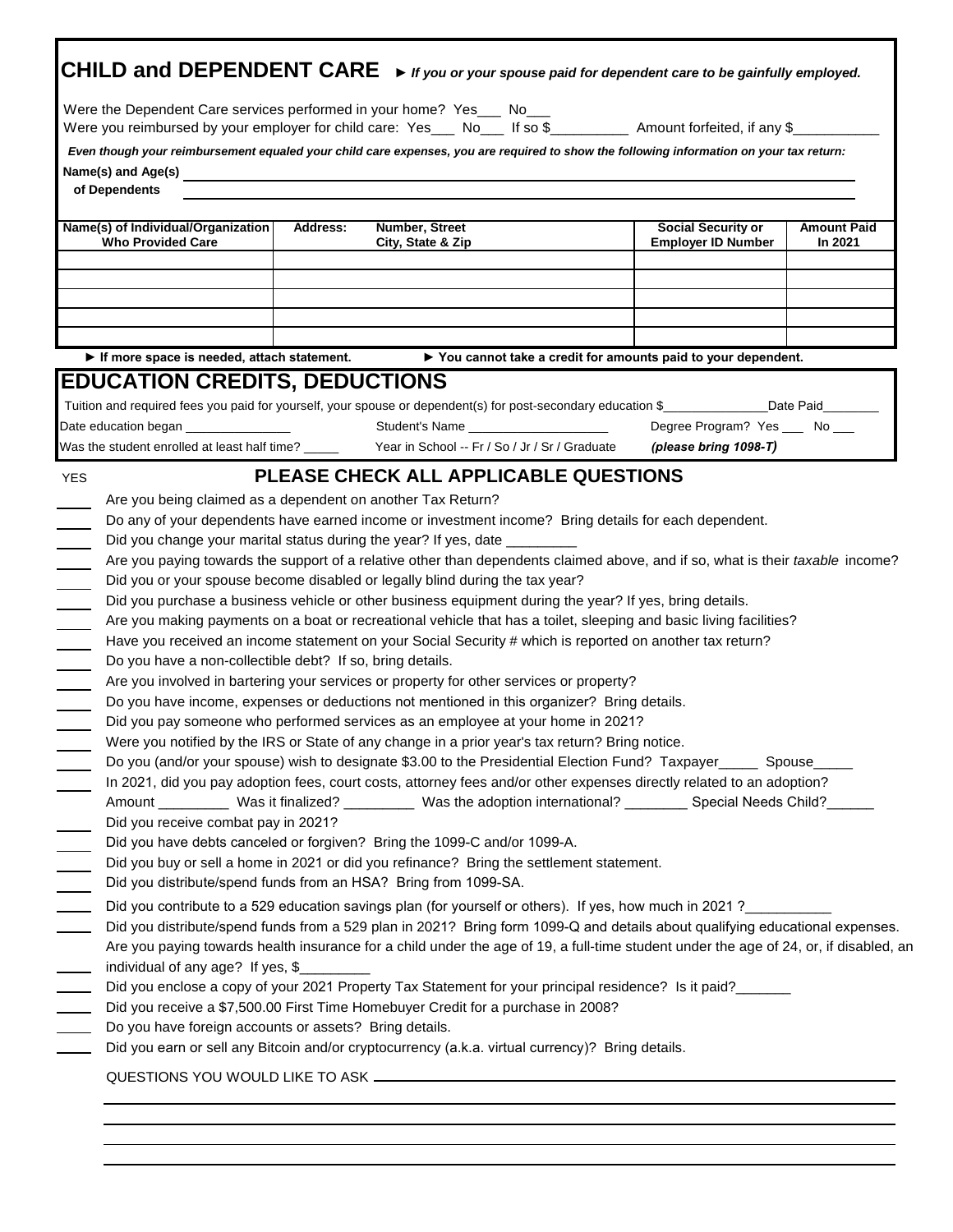## CHILD and DEPENDENT CARE ► *If you or your spouse paid for dependent care to be gainfully employed.*

Were the Dependent Care services performed in your home? Yes___ No___

Were you reimbursed by your employer for child care: Yes___ No___ If so $__________ Amount forfeited, if any $___________

***Even though your reimbursement equaled your child care expenses, you are required to show the following information on your tax return:***

**Name(s) and Age(s) of Dependents** ______________________________________________

| Name(s) of Individual/Organization Who Provided Care | Address: Number, Street City, State & Zip | Social Security or Employer ID Number | Amount Paid In 2021 |
|---|---|---|---|
| | | | |
| | | | |
| | | | |
| | | | |
| | | | |

**► If more space is needed, attach statement. ► You cannot take a credit for amounts paid to your dependent.**

## EDUCATION CREDITS, DEDUCTIONS

Tuition and required fees you paid for yourself, your spouse or dependent(s) for post-secondary education $______________ Date Paid________

Date education began _______________ Student's Name ____________________ Degree Program? Yes ___ No ___

Was the student enrolled at least half time? _____ Year in School -- Fr / So / Jr / Sr / Graduate ***(please bring 1098-T)***

## PLEASE CHECK ALL APPLICABLE QUESTIONS

YES

____ Are you being claimed as a dependent on another Tax Return?

____ Do any of your dependents have earned income or investment income? Bring details for each dependent.

____ Did you change your marital status during the year? If yes, date _________

____ Are you paying towards the support of a relative other than dependents claimed above, and if so, what is their *taxable* income?

____ Did you or your spouse become disabled or legally blind during the tax year?

____ Did you purchase a business vehicle or other business equipment during the year? If yes, bring details.

____ Are you making payments on a boat or recreational vehicle that has a toilet, sleeping and basic living facilities?

____ Have you received an income statement on your Social Security # which is reported on another tax return?

____ Do you have a non-collectible debt? If so, bring details.

____ Are you involved in bartering your services or property for other services or property?

____ Do you have income, expenses or deductions not mentioned in this organizer? Bring details.

____ Did you pay someone who performed services as an employee at your home in 2021?

____ Were you notified by the IRS or State of any change in a prior year's tax return? Bring notice.

____ Do you (and/or your spouse) wish to designate $3.00 to the Presidential Election Fund? Taxpayer_____ Spouse_____

____ In 2021, did you pay adoption fees, court costs, attorney fees and/or other expenses directly related to an adoption? Amount _________ Was it finalized? _________ Was the adoption international? ________ Special Needs Child?______

____ Did you receive combat pay in 2021?

____ Did you have debts canceled or forgiven? Bring the 1099-C and/or 1099-A.

____ Did you buy or sell a home in 2021 or did you refinance? Bring the settlement statement.

____ Did you distribute/spend funds from an HSA? Bring from 1099-SA.

____ Did you contribute to a 529 education savings plan (for yourself or others). If yes, how much in 2021 ?___________

____ Did you distribute/spend funds from a 529 plan in 2021? Bring form 1099-Q and details about qualifying educational expenses.

____ Are you paying towards health insurance for a child under the age of 19, a full-time student under the age of 24, or, if disabled, an individual of any age? If yes, $_________

____ Did you enclose a copy of your 2021 Property Tax Statement for your principal residence? Is it paid?_______

____ Did you receive a $7,500.00 First Time Homebuyer Credit for a purchase in 2008?

____ Do you have foreign accounts or assets? Bring details.

____ Did you earn or sell any Bitcoin and/or cryptocurrency (a.k.a. virtual currency)? Bring details.

QUESTIONS YOU WOULD LIKE TO ASK ______________________________________________

______________________________________________

______________________________________________

______________________________________________

______________________________________________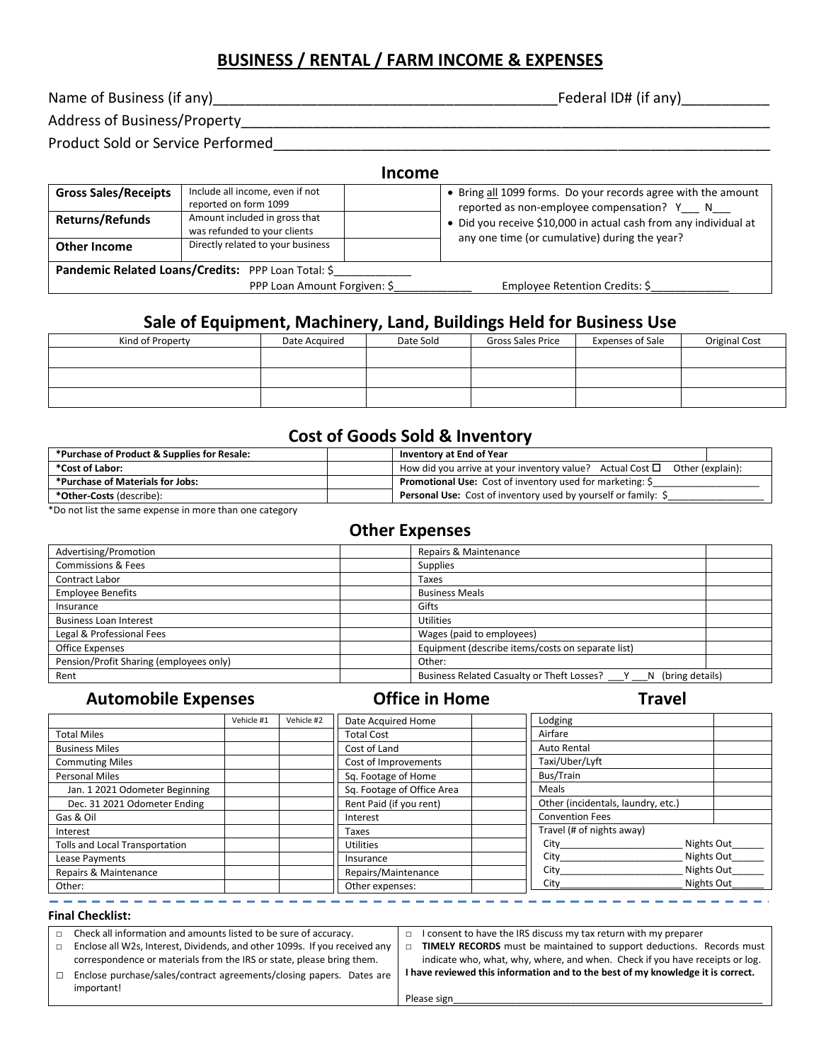# BUSINESS / RENTAL / FARM INCOME & EXPENSES

Name of Business (if any)\_\_\_\_\_\_\_\_\_\_\_\_\_\_\_\_\_\_\_\_\_\_\_\_\_\_\_\_\_\_\_\_\_\_\_\_\_\_\_\_\_\_ Federal ID# (if any)\_\_\_\_\_\_\_\_\_\_\_

Address of Business/Property\_\_\_\_\_\_\_\_\_\_\_\_\_\_\_\_\_\_\_\_\_\_\_\_\_\_\_\_\_\_\_\_\_\_\_\_\_\_\_\_\_\_\_\_\_\_\_\_\_\_\_\_\_\_\_\_\_\_\_\_\_\_\_\_\_

Product Sold or Service Performed\_\_\_\_\_\_\_\_\_\_\_\_\_\_\_\_\_\_\_\_\_\_\_\_\_\_\_\_\_\_\_\_\_\_\_\_\_\_\_\_\_\_\_\_\_\_\_\_\_\_\_\_\_\_\_\_\_\_\_\_\_\_

## Income

| | | | |
|---|---|---|---|
| **Gross Sales/Receipts** | Include all income, even if not reported on form 1099 | | • Bring all 1099 forms. Do your records agree with the amount reported as non-employee compensation? Y\_\_\_ N\_\_\_ <br> • Did you receive $10,000 in actual cash from any individual at any one time (or cumulative) during the year? |
| **Returns/Refunds** | Amount included in gross that was refunded to your clients | | |
| **Other Income** | Directly related to your business | | |

**Pandemic Related Loans/Credits:** PPP Loan Total: $\_\_\_\_\_\_\_\_\_\_\_\_
PPP Loan Amount Forgiven: $\_\_\_\_\_\_\_\_\_\_\_\_ Employee Retention Credits: $\_\_\_\_\_\_\_\_\_\_\_\_

## Sale of Equipment, Machinery, Land, Buildings Held for Business Use

| Kind of Property | Date Acquired | Date Sold | Gross Sales Price | Expenses of Sale | Original Cost |
|---|---|---|---|---|---|
| | | | | | |
| | | | | | |
| | | | | | |

## Cost of Goods Sold & Inventory

| | | | |
|---|---|---|---|
| **\*Purchase of Product & Supplies for Resale:** | | **Inventory at End of Year** | |
| **\*Cost of Labor:** | | How did you arrive at your inventory value? Actual Cost ☐ Other (explain): | |
| **\*Purchase of Materials for Jobs:** | | **Promotional Use:** Cost of inventory used for marketing: $\_\_\_\_\_\_\_\_\_\_\_\_\_\_\_\_\_\_\_ | |
| **\*Other-Costs** (describe): | | **Personal Use:** Cost of inventory used by yourself or family: $\_\_\_\_\_\_\_\_\_\_\_\_\_\_\_\_\_ | |

\*Do not list the same expense in more than one category

## Other Expenses

| | | | |
|---|---|---|---|
| Advertising/Promotion | | Repairs & Maintenance | |
| Commissions & Fees | | Supplies | |
| Contract Labor | | Taxes | |
| Employee Benefits | | Business Meals | |
| Insurance | | Gifts | |
| Business Loan Interest | | Utilities | |
| Legal & Professional Fees | | Wages (paid to employees) | |
| Office Expenses | | Equipment (describe items/costs on separate list) | |
| Pension/Profit Sharing (employees only) | | Other: | |
| Rent | | Business Related Casualty or Theft Losses? \_\_\_Y \_\_\_N (bring details) | |

## Automobile Expenses

| | Vehicle #1 | Vehicle #2 |
|---|---|---|
| Total Miles | | |
| Business Miles | | |
| Commuting Miles | | |
| Personal Miles | | |
| Jan. 1 2021 Odometer Beginning | | |
| Dec. 31 2021 Odometer Ending | | |
| Gas & Oil | | |
| Interest | | |
| Tolls and Local Transportation | | |
| Lease Payments | | |
| Repairs & Maintenance | | |
| Other: | | |

## Office in Home

| | |
|---|---|
| Date Acquired Home | |
| Total Cost | |
| Cost of Land | |
| Cost of Improvements | |
| Sq. Footage of Home | |
| Sq. Footage of Office Area | |
| Rent Paid (if you rent) | |
| Interest | |
| Taxes | |
| Utilities | |
| Insurance | |
| Repairs/Maintenance | |
| Other expenses: | |

## Travel

| | |
|---|---|
| Lodging | |
| Airfare | |
| Auto Rental | |
| Taxi/Uber/Lyft | |
| Bus/Train | |
| Meals | |
| Other (incidentals, laundry, etc.) | |
| Convention Fees | |
| Travel (# of nights away) | |

City\_\_\_\_\_\_\_\_\_\_\_\_\_\_\_\_\_\_\_\_\_\_ Nights Out\_\_\_\_\_\_
City\_\_\_\_\_\_\_\_\_\_\_\_\_\_\_\_\_\_\_\_\_\_ Nights Out\_\_\_\_\_\_
City\_\_\_\_\_\_\_\_\_\_\_\_\_\_\_\_\_\_\_\_\_\_ Nights Out\_\_\_\_\_\_
City\_\_\_\_\_\_\_\_\_\_\_\_\_\_\_\_\_\_\_\_\_\_ Nights Out\_\_\_\_\_\_

### Final Checklist:

- □ Check all information and amounts listed to be sure of accuracy.
- □ Enclose all W2s, Interest, Dividends, and other 1099s. If you received any correspondence or materials from the IRS or state, please bring them.
- □ Enclose purchase/sales/contract agreements/closing papers. Dates are important!
- □ I consent to have the IRS discuss my tax return with my preparer
- □ **TIMELY RECORDS** must be maintained to support deductions. Records must indicate who, what, why, where, and when. Check if you have receipts or log.

**I have reviewed this information and to the best of my knowledge it is correct.**

Please sign\_\_\_\_\_\_\_\_\_\_\_\_\_\_\_\_\_\_\_\_\_\_\_\_\_\_\_\_\_\_\_\_\_\_\_\_\_\_\_\_\_\_\_\_\_\_\_\_\_\_\_\_\_\_\_\_\_\_